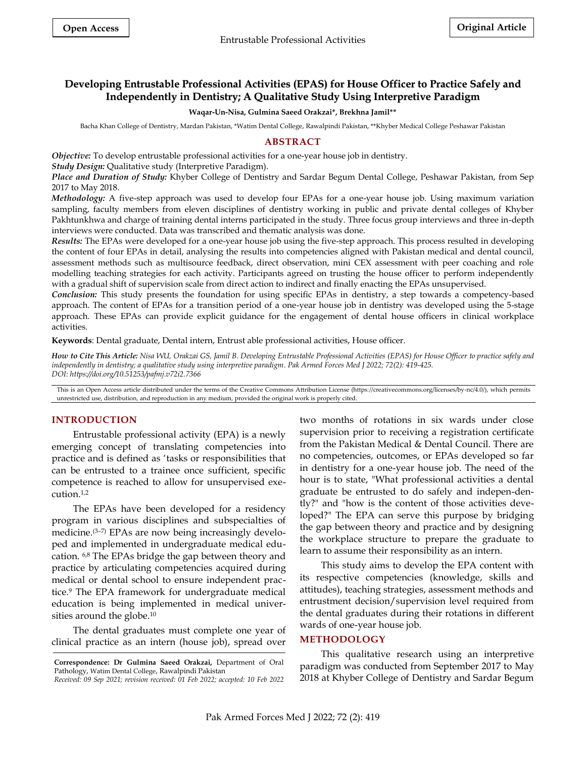**Open Access** | **Original Article**

# Developing Entrustable Professional Activities (EPAS) for House Officer to Practice Safely and Independently in Dentistry; A Qualitative Study Using Interpretive Paradigm

**Waqar-Un-Nisa, Gulmina Saeed Orakzai\*, Brekhna Jamil\*\***

Bacha Khan College of Dentistry, Mardan Pakistan, \*Watim Dental College, Rawalpindi Pakistan, \*\*Khyber Medical College Peshawar Pakistan

## ABSTRACT

***Objective:*** To develop entrustable professional activities for a one-year house job in dentistry.

***Study Design:*** Qualitative study (Interpretive Paradigm).

***Place and Duration of Study:*** Khyber College of Dentistry and Sardar Begum Dental College, Peshawar Pakistan, from Sep 2017 to May 2018.

***Methodology:*** A five-step approach was used to develop four EPAs for a one-year house job. Using maximum variation sampling, faculty members from eleven disciplines of dentistry working in public and private dental colleges of Khyber Pakhtunkhwa and charge of training dental interns participated in the study. Three focus group interviews and three in-depth interviews were conducted. Data was transcribed and thematic analysis was done.

***Results:*** The EPAs were developed for a one-year house job using the five-step approach. This process resulted in developing the content of four EPAs in detail, analysing the results into competencies aligned with Pakistan medical and dental council, assessment methods such as multisource feedback, direct observation, mini CEX assessment with peer coaching and role modelling teaching strategies for each activity. Participants agreed on trusting the house officer to perform independently with a gradual shift of supervision scale from direct action to indirect and finally enacting the EPAs unsupervised.

***Conclusion:*** This study presents the foundation for using specific EPAs in dentistry, a step towards a competency-based approach. The content of EPAs for a transition period of a one-year house job in dentistry was developed using the 5-stage approach. These EPAs can provide explicit guidance for the engagement of dental house officers in clinical workplace activities.

**Keywords**: Dental graduate, Dental intern, Entrust able professional activities, House officer.

***How to Cite This Article:*** *Nisa WU, Orakzai GS, Jamil B. Developing Entrustable Professional Activities (EPAS) for House Officer to practice safely and independently in dentistry; a qualitative study using interpretive paradigm. Pak Armed Forces Med J 2022; 72(2): 419-425. DOI: https://doi.org/10.51253/pafmj.v72i2.7366*

This is an Open Access article distributed under the terms of the Creative Commons Attribution License (https://creativecommons.org/licenses/by-nc/4.0/), which permits unrestricted use, distribution, and reproduction in any medium, provided the original work is properly cited.

## INTRODUCTION

Entrustable professional activity (EPA) is a newly emerging concept of translating competencies into practice and is defined as 'tasks or responsibilities that can be entrusted to a trainee once sufficient, specific competence is reached to allow for unsupervised execution.[1,2]

The EPAs have been developed for a residency program in various disciplines and subspecialties of medicine.[3–7] EPAs are now being increasingly developed and implemented in undergraduate medical education. [6,8] The EPAs bridge the gap between theory and practice by articulating competencies acquired during medical or dental school to ensure independent practice.[9] The EPA framework for undergraduate medical education is being implemented in medical universities around the globe.[10]

The dental graduates must complete one year of clinical practice as an intern (house job), spread over two months of rotations in six wards under close supervision prior to receiving a registration certificate from the Pakistan Medical & Dental Council. There are no competencies, outcomes, or EPAs developed so far in dentistry for a one-year house job. The need of the hour is to state, "What professional activities a dental graduate be entrusted to do safely and independently?" and "how is the content of those activities developed?" The EPA can serve this purpose by bridging the gap between theory and practice and by designing the workplace structure to prepare the graduate to learn to assume their responsibility as an intern.

This study aims to develop the EPA content with its respective competencies (knowledge, skills and attitudes), teaching strategies, assessment methods and entrustment decision/supervision level required from the dental graduates during their rotations in different wards of one-year house job.

## METHODOLOGY

This qualitative research using an interpretive paradigm was conducted from September 2017 to May 2018 at Khyber College of Dentistry and Sardar Begum

**Correspondence: Dr Gulmina Saeed Orakzai,** Department of Oral Pathology, Watim Dental College, Rawalpindi Pakistan

*Received: 09 Sep 2021; revision received: 01 Feb 2022; accepted: 10 Feb 2022*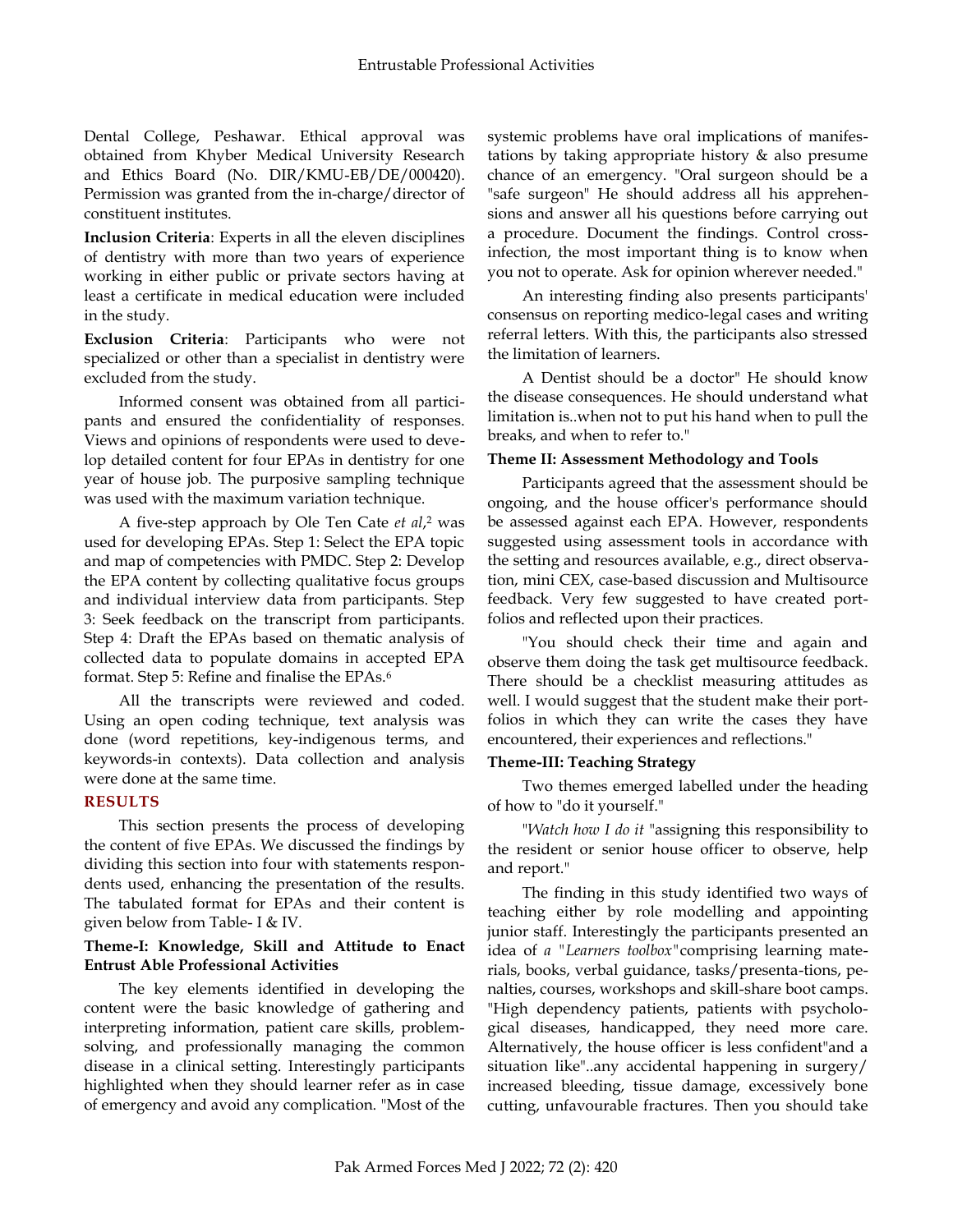Dental College, Peshawar. Ethical approval was obtained from Khyber Medical University Research and Ethics Board (No. DIR/KMU-EB/DE/000420). Permission was granted from the in-charge/director of constituent institutes.

**Inclusion Criteria**: Experts in all the eleven disciplines of dentistry with more than two years of experience working in either public or private sectors having at least a certificate in medical education were included in the study.

**Exclusion Criteria**: Participants who were not specialized or other than a specialist in dentistry were excluded from the study.

Informed consent was obtained from all participants and ensured the confidentiality of responses. Views and opinions of respondents were used to develop detailed content for four EPAs in dentistry for one year of house job. The purposive sampling technique was used with the maximum variation technique.

A five-step approach by Ole Ten Cate *et al*,[2] was used for developing EPAs. Step 1: Select the EPA topic and map of competencies with PMDC. Step 2: Develop the EPA content by collecting qualitative focus groups and individual interview data from participants. Step 3: Seek feedback on the transcript from participants. Step 4: Draft the EPAs based on thematic analysis of collected data to populate domains in accepted EPA format. Step 5: Refine and finalise the EPAs.[6]

All the transcripts were reviewed and coded. Using an open coding technique, text analysis was done (word repetitions, key-indigenous terms, and keywords-in contexts). Data collection and analysis were done at the same time.

## RESULTS

This section presents the process of developing the content of five EPAs. We discussed the findings by dividing this section into four with statements respondents used, enhancing the presentation of the results. The tabulated format for EPAs and their content is given below from Table- I & IV.

### Theme-I: Knowledge, Skill and Attitude to Enact Entrust Able Professional Activities

The key elements identified in developing the content were the basic knowledge of gathering and interpreting information, patient care skills, problem-solving, and professionally managing the common disease in a clinical setting. Interestingly participants highlighted when they should learner refer as in case of emergency and avoid any complication. "Most of the systemic problems have oral implications of manifestations by taking appropriate history & also presume chance of an emergency. "Oral surgeon should be a "safe surgeon" He should address all his apprehensions and answer all his questions before carrying out a procedure. Document the findings. Control cross-infection, the most important thing is to know when you not to operate. Ask for opinion wherever needed."

An interesting finding also presents participants' consensus on reporting medico-legal cases and writing referral letters. With this, the participants also stressed the limitation of learners.

A Dentist should be a doctor" He should know the disease consequences. He should understand what limitation is..when not to put his hand when to pull the breaks, and when to refer to."

### Theme II: Assessment Methodology and Tools

Participants agreed that the assessment should be ongoing, and the house officer's performance should be assessed against each EPA. However, respondents suggested using assessment tools in accordance with the setting and resources available, e.g., direct observation, mini CEX, case-based discussion and Multisource feedback. Very few suggested to have created portfolios and reflected upon their practices.

"You should check their time and again and observe them doing the task get multisource feedback. There should be a checklist measuring attitudes as well. I would suggest that the student make their portfolios in which they can write the cases they have encountered, their experiences and reflections."

### Theme-III: Teaching Strategy

Two themes emerged labelled under the heading of how to "do it yourself."

"*Watch how I do it* "assigning this responsibility to the resident or senior house officer to observe, help and report."

The finding in this study identified two ways of teaching either by role modelling and appointing junior staff. Interestingly the participants presented an idea of *a "Learners toolbox"* comprising learning materials, books, verbal guidance, tasks/presentations, penalties, courses, workshops and skill-share boot camps. "High dependency patients, patients with psychological diseases, handicapped, they need more care. Alternatively, the house officer is less confident"and a situation like"..any accidental happening in surgery/ increased bleeding, tissue damage, excessively bone cutting, unfavourable fractures. Then you should take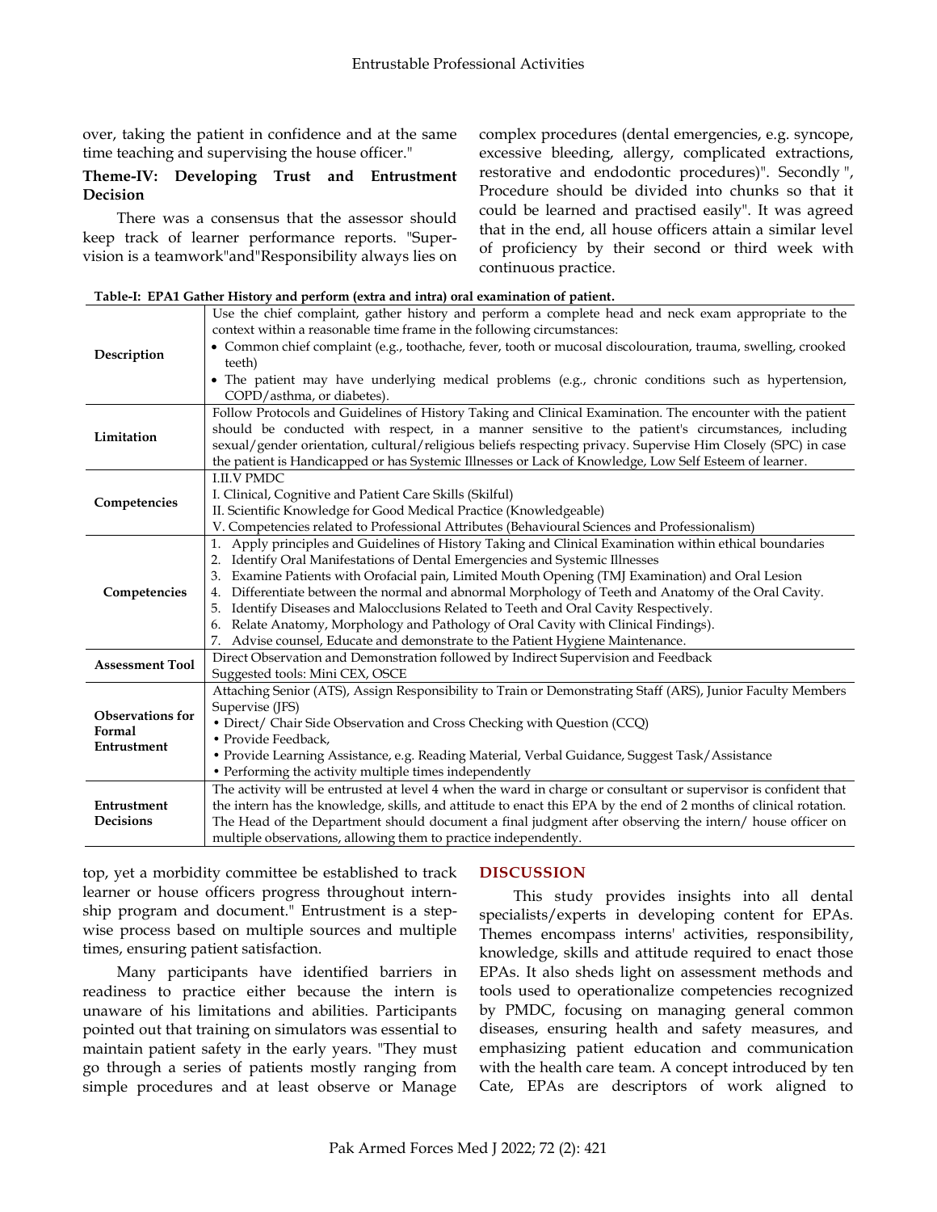over, taking the patient in confidence and at the same time teaching and supervising the house officer."

**Theme-IV: Developing Trust and Entrustment Decision**

There was a consensus that the assessor should keep track of learner performance reports. "Supervision is a teamwork"and"Responsibility always lies on top, yet a morbidity committee be established to track learner or house officers progress throughout internship program and document." Entrustment is a stepwise process based on multiple sources and multiple times, ensuring patient satisfaction.

Many participants have identified barriers in readiness to practice either because the intern is unaware of his limitations and abilities. Participants pointed out that training on simulators was essential to maintain patient safety in the early years. "They must go through a series of patients mostly ranging from simple procedures and at least observe or Manage complex procedures (dental emergencies, e.g. syncope, excessive bleeding, allergy, complicated extractions, restorative and endodontic procedures)". Secondly ", Procedure should be divided into chunks so that it could be learned and practised easily". It was agreed that in the end, all house officers attain a similar level of proficiency by their second or third week with continuous practice.

**Table-I: EPA1 Gather History and perform (extra and intra) oral examination of patient.**

| | |
|---|---|
| **Description** | Use the chief complaint, gather history and perform a complete head and neck exam appropriate to the context within a reasonable time frame in the following circumstances:<br>• Common chief complaint (e.g., toothache, fever, tooth or mucosal discolouration, trauma, swelling, crooked teeth)<br>• The patient may have underlying medical problems (e.g., chronic conditions such as hypertension, COPD/asthma, or diabetes). |
| **Limitation** | Follow Protocols and Guidelines of History Taking and Clinical Examination. The encounter with the patient should be conducted with respect, in a manner sensitive to the patient's circumstances, including sexual/gender orientation, cultural/religious beliefs respecting privacy. Supervise Him Closely (SPC) in case the patient is Handicapped or has Systemic Illnesses or Lack of Knowledge, Low Self Esteem of learner. |
| **Competencies** | I.II.V PMDC<br>I. Clinical, Cognitive and Patient Care Skills (Skilful)<br>II. Scientific Knowledge for Good Medical Practice (Knowledgeable)<br>V. Competencies related to Professional Attributes (Behavioural Sciences and Professionalism) |
| **Competencies** | 1. Apply principles and Guidelines of History Taking and Clinical Examination within ethical boundaries<br>2. Identify Oral Manifestations of Dental Emergencies and Systemic Illnesses<br>3. Examine Patients with Orofacial pain, Limited Mouth Opening (TMJ Examination) and Oral Lesion<br>4. Differentiate between the normal and abnormal Morphology of Teeth and Anatomy of the Oral Cavity.<br>5. Identify Diseases and Malocclusions Related to Teeth and Oral Cavity Respectively.<br>6. Relate Anatomy, Morphology and Pathology of Oral Cavity with Clinical Findings).<br>7. Advise counsel, Educate and demonstrate to the Patient Hygiene Maintenance. |
| **Assessment Tool** | Direct Observation and Demonstration followed by Indirect Supervision and Feedback<br>Suggested tools: Mini CEX, OSCE |
| **Observations for Formal Entrustment** | Attaching Senior (ATS), Assign Responsibility to Train or Demonstrating Staff (ARS), Junior Faculty Members Supervise (JFS)<br>• Direct/ Chair Side Observation and Cross Checking with Question (CCQ)<br>• Provide Feedback,<br>• Provide Learning Assistance, e.g. Reading Material, Verbal Guidance, Suggest Task/Assistance<br>• Performing the activity multiple times independently |
| **Entrustment Decisions** | The activity will be entrusted at level 4 when the ward in charge or consultant or supervisor is confident that the intern has the knowledge, skills, and attitude to enact this EPA by the end of 2 months of clinical rotation. The Head of the Department should document a final judgment after observing the intern/ house officer on multiple observations, allowing them to practice independently. |

## DISCUSSION

This study provides insights into all dental specialists/experts in developing content for EPAs. Themes encompass interns' activities, responsibility, knowledge, skills and attitude required to enact those EPAs. It also sheds light on assessment methods and tools used to operationalize competencies recognized by PMDC, focusing on managing general common diseases, ensuring health and safety measures, and emphasizing patient education and communication with the health care team. A concept introduced by ten Cate, EPAs are descriptors of work aligned to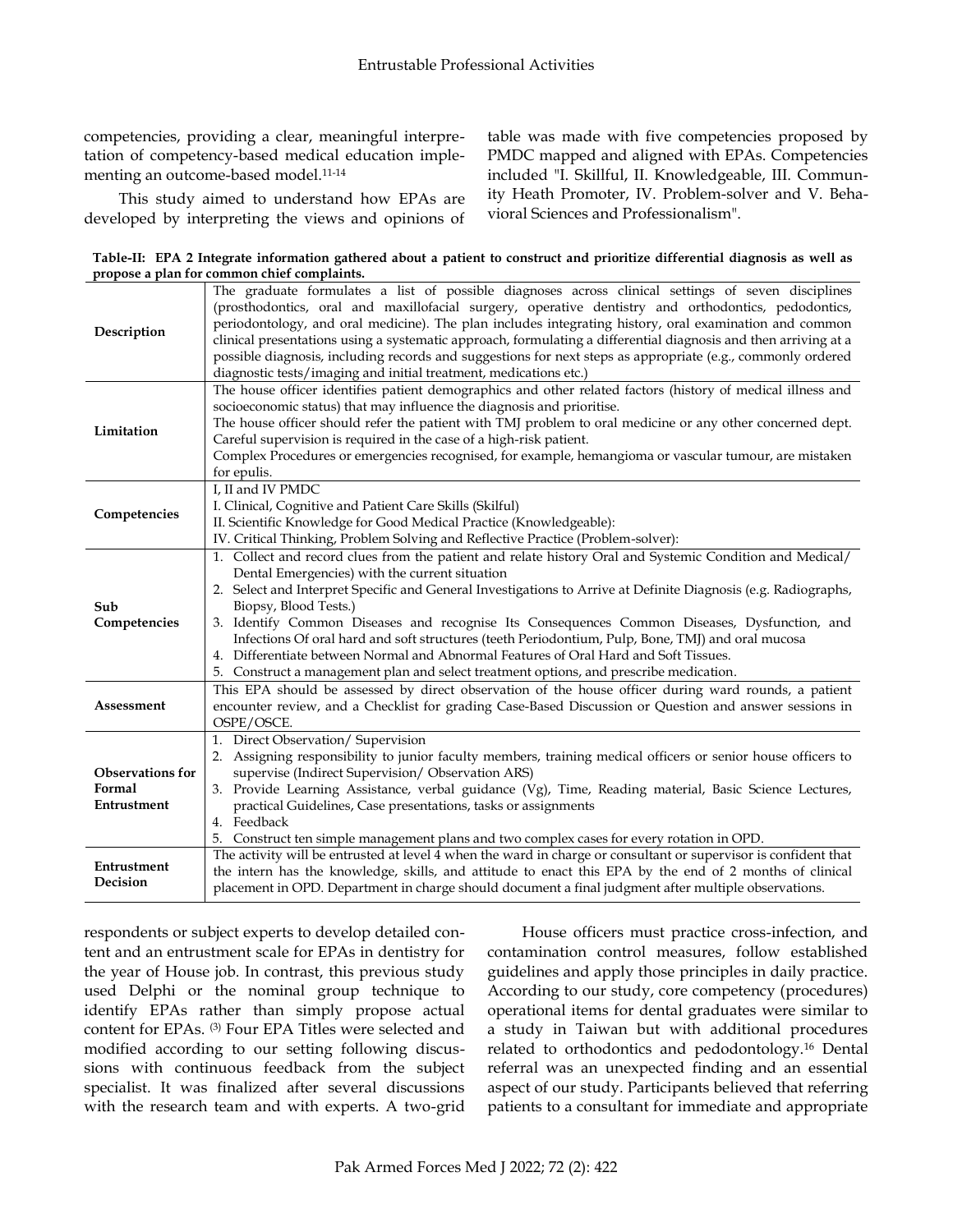competencies, providing a clear, meaningful interpretation of competency-based medical education implementing an outcome-based model.[11-14]

This study aimed to understand how EPAs are developed by interpreting the views and opinions of respondents or subject experts to develop detailed content and an entrustment scale for EPAs in dentistry for the year of House job. In contrast, this previous study used Delphi or the nominal group technique to identify EPAs rather than simply propose actual content for EPAs. [(3)] Four EPA Titles were selected and modified according to our setting following discussions with continuous feedback from the subject specialist. It was finalized after several discussions with the research team and with experts. A two-grid table was made with five competencies proposed by PMDC mapped and aligned with EPAs. Competencies included "I. Skillful, II. Knowledgeable, III. Community Heath Promoter, IV. Problem-solver and V. Behavioral Sciences and Professionalism".

**Table-II: EPA 2 Integrate information gathered about a patient to construct and prioritize differential diagnosis as well as propose a plan for common chief complaints.**

| | |
|---|---|
| **Description** | The graduate formulates a list of possible diagnoses across clinical settings of seven disciplines (prosthodontics, oral and maxillofacial surgery, operative dentistry and orthodontics, pedodontics, periodontology, and oral medicine). The plan includes integrating history, oral examination and common clinical presentations using a systematic approach, formulating a differential diagnosis and then arriving at a possible diagnosis, including records and suggestions for next steps as appropriate (e.g., commonly ordered diagnostic tests/imaging and initial treatment, medications etc.) |
| **Limitation** | The house officer identifies patient demographics and other related factors (history of medical illness and socioeconomic status) that may influence the diagnosis and prioritise.<br>The house officer should refer the patient with TMJ problem to oral medicine or any other concerned dept.<br>Careful supervision is required in the case of a high-risk patient.<br>Complex Procedures or emergencies recognised, for example, hemangioma or vascular tumour, are mistaken for epulis. |
| **Competencies** | I, II and IV PMDC<br>I. Clinical, Cognitive and Patient Care Skills (Skilful)<br>II. Scientific Knowledge for Good Medical Practice (Knowledgeable):<br>IV. Critical Thinking, Problem Solving and Reflective Practice (Problem-solver): |
| **Sub Competencies** | 1. Collect and record clues from the patient and relate history Oral and Systemic Condition and Medical/ Dental Emergencies) with the current situation<br>2. Select and Interpret Specific and General Investigations to Arrive at Definite Diagnosis (e.g. Radiographs, Biopsy, Blood Tests.)<br>3. Identify Common Diseases and recognise Its Consequences Common Diseases, Dysfunction, and Infections Of oral hard and soft structures (teeth Periodontium, Pulp, Bone, TMJ) and oral mucosa<br>4. Differentiate between Normal and Abnormal Features of Oral Hard and Soft Tissues.<br>5. Construct a management plan and select treatment options, and prescribe medication. |
| **Assessment** | This EPA should be assessed by direct observation of the house officer during ward rounds, a patient encounter review, and a Checklist for grading Case-Based Discussion or Question and answer sessions in OSPE/OSCE. |
| **Observations for Formal Entrustment** | 1. Direct Observation/ Supervision<br>2. Assigning responsibility to junior faculty members, training medical officers or senior house officers to supervise (Indirect Supervision/ Observation ARS)<br>3. Provide Learning Assistance, verbal guidance (Vg), Time, Reading material, Basic Science Lectures, practical Guidelines, Case presentations, tasks or assignments<br>4. Feedback<br>5. Construct ten simple management plans and two complex cases for every rotation in OPD. |
| **Entrustment Decision** | The activity will be entrusted at level 4 when the ward in charge or consultant or supervisor is confident that the intern has the knowledge, skills, and attitude to enact this EPA by the end of 2 months of clinical placement in OPD. Department in charge should document a final judgment after multiple observations. |

House officers must practice cross-infection, and contamination control measures, follow established guidelines and apply those principles in daily practice. According to our study, core competency (procedures) operational items for dental graduates were similar to a study in Taiwan but with additional procedures related to orthodontics and pedodontology.[16] Dental referral was an unexpected finding and an essential aspect of our study. Participants believed that referring patients to a consultant for immediate and appropriate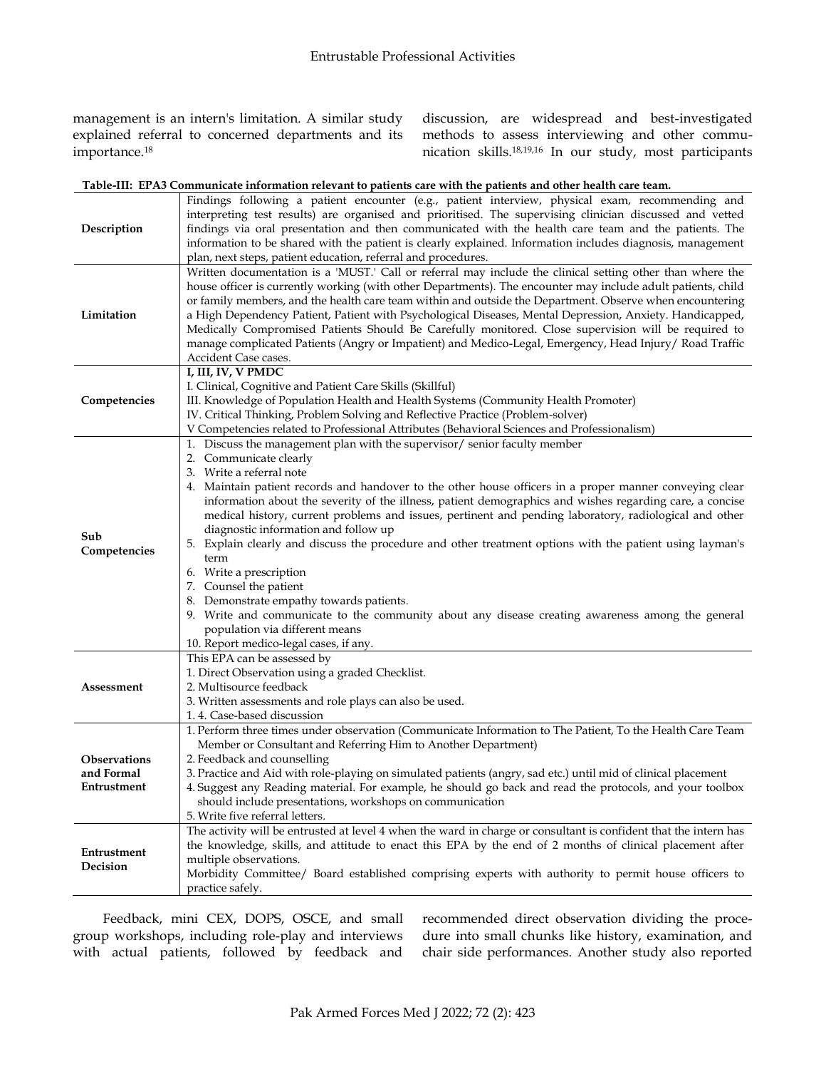management is an intern's limitation. A similar study explained referral to concerned departments and its importance.[18]

Feedback, mini CEX, DOPS, OSCE, and small group workshops, including role-play and interviews with actual patients, followed by feedback and discussion, are widespread and best-investigated methods to assess interviewing and other communication skills.[18,19,16] In our study, most participants recommended direct observation dividing the procedure into small chunks like history, examination, and chair side performances. Another study also reported

**Table-III: EPA3 Communicate information relevant to patients care with the patients and other health care team.**

| | |
|---|---|
| **Description** | Findings following a patient encounter (e.g., patient interview, physical exam, recommending and interpreting test results) are organised and prioritised. The supervising clinician discussed and vetted findings via oral presentation and then communicated with the health care team and the patients. The information to be shared with the patient is clearly explained. Information includes diagnosis, management plan, next steps, patient education, referral and procedures. |
| **Limitation** | Written documentation is a 'MUST.' Call or referral may include the clinical setting other than where the house officer is currently working (with other Departments). The encounter may include adult patients, child or family members, and the health care team within and outside the Department. Observe when encountering a High Dependency Patient, Patient with Psychological Diseases, Mental Depression, Anxiety. Handicapped, Medically Compromised Patients Should Be Carefully monitored. Close supervision will be required to manage complicated Patients (Angry or Impatient) and Medico-Legal, Emergency, Head Injury/ Road Traffic Accident Case cases. |
| **Competencies** | **I, III, IV, V PMDC**<br>I. Clinical, Cognitive and Patient Care Skills (Skillful)<br>III. Knowledge of Population Health and Health Systems (Community Health Promoter)<br>IV. Critical Thinking, Problem Solving and Reflective Practice (Problem-solver)<br>V Competencies related to Professional Attributes (Behavioral Sciences and Professionalism) |
| **Sub Competencies** | 1. Discuss the management plan with the supervisor/ senior faculty member<br>2. Communicate clearly<br>3. Write a referral note<br>4. Maintain patient records and handover to the other house officers in a proper manner conveying clear information about the severity of the illness, patient demographics and wishes regarding care, a concise medical history, current problems and issues, pertinent and pending laboratory, radiological and other diagnostic information and follow up<br>5. Explain clearly and discuss the procedure and other treatment options with the patient using layman's term<br>6. Write a prescription<br>7. Counsel the patient<br>8. Demonstrate empathy towards patients.<br>9. Write and communicate to the community about any disease creating awareness among the general population via different means<br>10. Report medico-legal cases, if any. |
| **Assessment** | This EPA can be assessed by<br>1. Direct Observation using a graded Checklist.<br>2. Multisource feedback<br>3. Written assessments and role plays can also be used.<br>1. 4. Case-based discussion |
| **Observations and Formal Entrustment** | 1. Perform three times under observation (Communicate Information to The Patient, To the Health Care Team Member or Consultant and Referring Him to Another Department)<br>2. Feedback and counselling<br>3. Practice and Aid with role-playing on simulated patients (angry, sad etc.) until mid of clinical placement<br>4. Suggest any Reading material. For example, he should go back and read the protocols, and your toolbox should include presentations, workshops on communication<br>5. Write five referral letters. |
| **Entrustment Decision** | The activity will be entrusted at level 4 when the ward in charge or consultant is confident that the intern has the knowledge, skills, and attitude to enact this EPA by the end of 2 months of clinical placement after multiple observations.<br>Morbidity Committee/ Board established comprising experts with authority to permit house officers to practice safely. |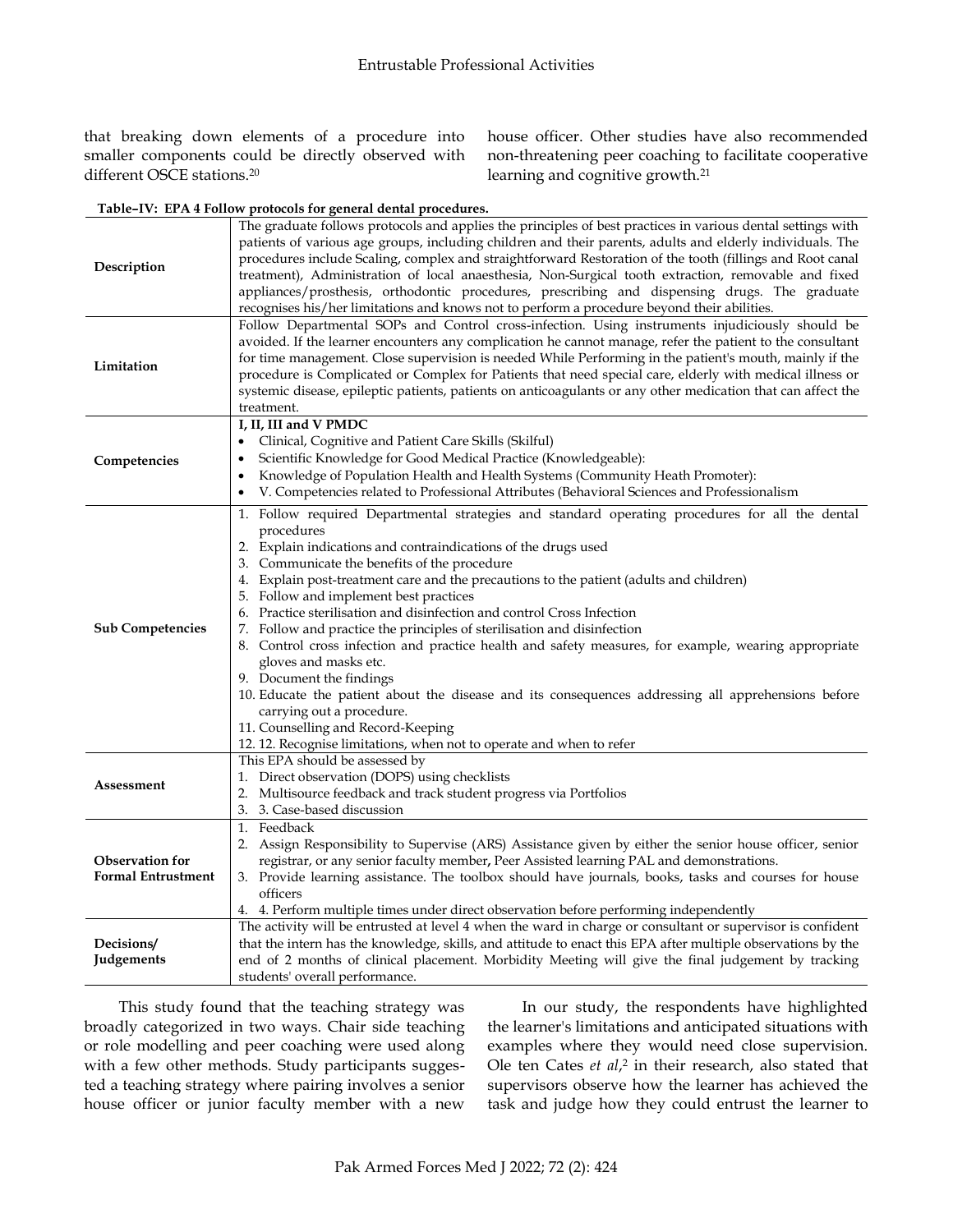that breaking down elements of a procedure into smaller components could be directly observed with different OSCE stations.[20]

house officer. Other studies have also recommended non-threatening peer coaching to facilitate cooperative learning and cognitive growth.[21]

**Table–IV: EPA 4 Follow protocols for general dental procedures.**

| | |
|---|---|
| **Description** | The graduate follows protocols and applies the principles of best practices in various dental settings with patients of various age groups, including children and their parents, adults and elderly individuals. The procedures include Scaling, complex and straightforward Restoration of the tooth (fillings and Root canal treatment), Administration of local anaesthesia, Non-Surgical tooth extraction, removable and fixed appliances/prosthesis, orthodontic procedures, prescribing and dispensing drugs. The graduate recognises his/her limitations and knows not to perform a procedure beyond their abilities. |
| **Limitation** | Follow Departmental SOPs and Control cross-infection. Using instruments injudiciously should be avoided. If the learner encounters any complication he cannot manage, refer the patient to the consultant for time management. Close supervision is needed While Performing in the patient's mouth, mainly if the procedure is Complicated or Complex for Patients that need special care, elderly with medical illness or systemic disease, epileptic patients, patients on anticoagulants or any other medication that can affect the treatment. |
| **Competencies** | **I, II, III and V PMDC**<br>• Clinical, Cognitive and Patient Care Skills (Skilful)<br>• Scientific Knowledge for Good Medical Practice (Knowledgeable):<br>• Knowledge of Population Health and Health Systems (Community Heath Promoter):<br>• V. Competencies related to Professional Attributes (Behavioral Sciences and Professionalism |
| **Sub Competencies** | 1. Follow required Departmental strategies and standard operating procedures for all the dental procedures<br>2. Explain indications and contraindications of the drugs used<br>3. Communicate the benefits of the procedure<br>4. Explain post-treatment care and the precautions to the patient (adults and children)<br>5. Follow and implement best practices<br>6. Practice sterilisation and disinfection and control Cross Infection<br>7. Follow and practice the principles of sterilisation and disinfection<br>8. Control cross infection and practice health and safety measures, for example, wearing appropriate gloves and masks etc.<br>9. Document the findings<br>10. Educate the patient about the disease and its consequences addressing all apprehensions before carrying out a procedure.<br>11. Counselling and Record-Keeping<br>12. 12. Recognise limitations, when not to operate and when to refer |
| **Assessment** | This EPA should be assessed by<br>1. Direct observation (DOPS) using checklists<br>2. Multisource feedback and track student progress via Portfolios<br>3. 3. Case-based discussion |
| **Observation for Formal Entrustment** | 1. Feedback<br>2. Assign Responsibility to Supervise (ARS) Assistance given by either the senior house officer, senior registrar, or any senior faculty member**,** Peer Assisted learning PAL and demonstrations.<br>3. Provide learning assistance. The toolbox should have journals, books, tasks and courses for house officers<br>4. 4. Perform multiple times under direct observation before performing independently |
| **Decisions/ Judgements** | The activity will be entrusted at level 4 when the ward in charge or consultant or supervisor is confident that the intern has the knowledge, skills, and attitude to enact this EPA after multiple observations by the end of 2 months of clinical placement. Morbidity Meeting will give the final judgement by tracking students' overall performance. |

This study found that the teaching strategy was broadly categorized in two ways. Chair side teaching or role modelling and peer coaching were used along with a few other methods. Study participants suggested a teaching strategy where pairing involves a senior house officer or junior faculty member with a new

In our study, the respondents have highlighted the learner's limitations and anticipated situations with examples where they would need close supervision. Ole ten Cates *et al*,[2] in their research, also stated that supervisors observe how the learner has achieved the task and judge how they could entrust the learner to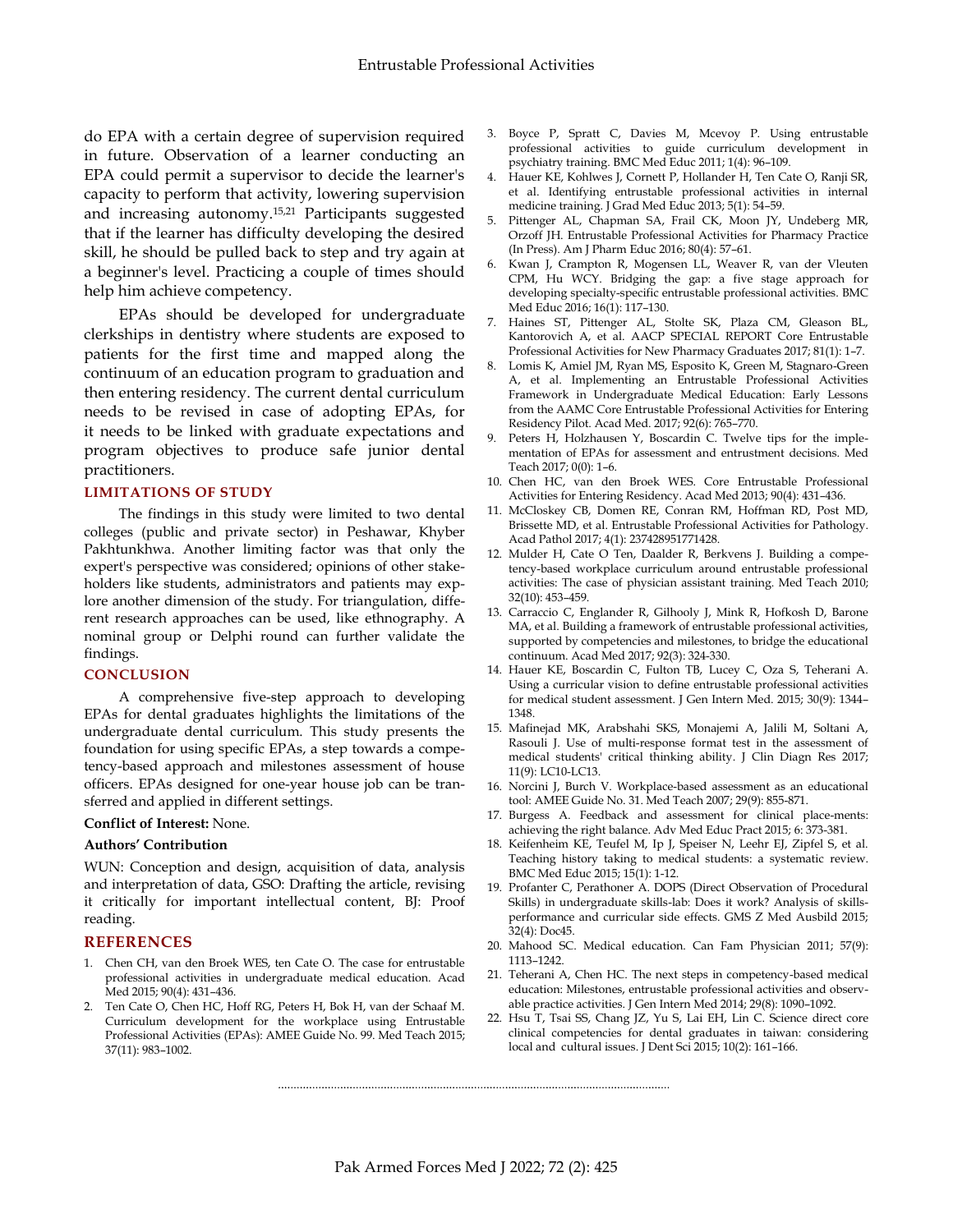do EPA with a certain degree of supervision required in future. Observation of a learner conducting an EPA could permit a supervisor to decide the learner's capacity to perform that activity, lowering supervision and increasing autonomy.[15,21] Participants suggested that if the learner has difficulty developing the desired skill, he should be pulled back to step and try again at a beginner's level. Practicing a couple of times should help him achieve competency.

EPAs should be developed for undergraduate clerkships in dentistry where students are exposed to patients for the first time and mapped along the continuum of an education program to graduation and then entering residency. The current dental curriculum needs to be revised in case of adopting EPAs, for it needs to be linked with graduate expectations and program objectives to produce safe junior dental practitioners.

## LIMITATIONS OF STUDY

The findings in this study were limited to two dental colleges (public and private sector) in Peshawar, Khyber Pakhtunkhwa. Another limiting factor was that only the expert's perspective was considered; opinions of other stakeholders like students, administrators and patients may explore another dimension of the study. For triangulation, different research approaches can be used, like ethnography. A nominal group or Delphi round can further validate the findings.

## CONCLUSION

A comprehensive five-step approach to developing EPAs for dental graduates highlights the limitations of the undergraduate dental curriculum. This study presents the foundation for using specific EPAs, a step towards a competency-based approach and milestones assessment of house officers. EPAs designed for one-year house job can be transferred and applied in different settings.

**Conflict of Interest:** None.

**Authors' Contribution**

WUN: Conception and design, acquisition of data, analysis and interpretation of data, GSO: Drafting the article, revising it critically for important intellectual content, BJ: Proof reading.

## REFERENCES

1. Chen CH, van den Broek WES, ten Cate O. The case for entrustable professional activities in undergraduate medical education. Acad Med 2015; 90(4): 431–436.
2. Ten Cate O, Chen HC, Hoff RG, Peters H, Bok H, van der Schaaf M. Curriculum development for the workplace using Entrustable Professional Activities (EPAs): AMEE Guide No. 99. Med Teach 2015; 37(11): 983–1002.
3. Boyce P, Spratt C, Davies M, Mcevoy P. Using entrustable professional activities to guide curriculum development in psychiatry training. BMC Med Educ 2011; 1(4): 96–109.
4. Hauer KE, Kohlwes J, Cornett P, Hollander H, Ten Cate O, Ranji SR, et al. Identifying entrustable professional activities in internal medicine training. J Grad Med Educ 2013; 5(1): 54–59.
5. Pittenger AL, Chapman SA, Frail CK, Moon JY, Undeberg MR, Orzoff JH. Entrustable Professional Activities for Pharmacy Practice (In Press). Am J Pharm Educ 2016; 80(4): 57–61.
6. Kwan J, Crampton R, Mogensen LL, Weaver R, van der Vleuten CPM, Hu WCY. Bridging the gap: a five stage approach for developing specialty-specific entrustable professional activities. BMC Med Educ 2016; 16(1): 117–130.
7. Haines ST, Pittenger AL, Stolte SK, Plaza CM, Gleason BL, Kantorovich A, et al. AACP SPECIAL REPORT Core Entrustable Professional Activities for New Pharmacy Graduates 2017; 81(1): 1–7.
8. Lomis K, Amiel JM, Ryan MS, Esposito K, Green M, Stagnaro-Green A, et al. Implementing an Entrustable Professional Activities Framework in Undergraduate Medical Education: Early Lessons from the AAMC Core Entrustable Professional Activities for Entering Residency Pilot. Acad Med. 2017; 92(6): 765–770.
9. Peters H, Holzhausen Y, Boscardin C. Twelve tips for the implementation of EPAs for assessment and entrustment decisions. Med Teach 2017; 0(0): 1–6.
10. Chen HC, van den Broek WES. Core Entrustable Professional Activities for Entering Residency. Acad Med 2013; 90(4): 431–436.
11. McCloskey CB, Domen RE, Conran RM, Hoffman RD, Post MD, Brissette MD, et al. Entrustable Professional Activities for Pathology. Acad Pathol 2017; 4(1): 237428951771428.
12. Mulder H, Cate O Ten, Daalder R, Berkvens J. Building a competency-based workplace curriculum around entrustable professional activities: The case of physician assistant training. Med Teach 2010; 32(10): 453–459.
13. Carraccio C, Englander R, Gilhooly J, Mink R, Hofkosh D, Barone MA, et al. Building a framework of entrustable professional activities, supported by competencies and milestones, to bridge the educational continuum. Acad Med 2017; 92(3): 324-330.
14. Hauer KE, Boscardin C, Fulton TB, Lucey C, Oza S, Teherani A. Using a curricular vision to define entrustable professional activities for medical student assessment. J Gen Intern Med. 2015; 30(9): 1344–1348.
15. Mafinejad MK, Arabshahi SKS, Monajemi A, Jalili M, Soltani A, Rasouli J. Use of multi-response format test in the assessment of medical students' critical thinking ability. J Clin Diagn Res 2017; 11(9): LC10-LC13.
16. Norcini J, Burch V. Workplace-based assessment as an educational tool: AMEE Guide No. 31. Med Teach 2007; 29(9): 855-871.
17. Burgess A. Feedback and assessment for clinical place-ments: achieving the right balance. Adv Med Educ Pract 2015; 6: 373-381.
18. Keifenheim KE, Teufel M, Ip J, Speiser N, Leehr EJ, Zipfel S, et al. Teaching history taking to medical students: a systematic review. BMC Med Educ 2015; 15(1): 1-12.
19. Profanter C, Perathoner A. DOPS (Direct Observation of Procedural Skills) in undergraduate skills-lab: Does it work? Analysis of skills-performance and curricular side effects. GMS Z Med Ausbild 2015; 32(4): Doc45.
20. Mahood SC. Medical education. Can Fam Physician 2011; 57(9): 1113–1242.
21. Teherani A, Chen HC. The next steps in competency-based medical education: Milestones, entrustable professional activities and observable practice activities. J Gen Intern Med 2014; 29(8): 1090–1092.
22. Hsu T, Tsai SS, Chang JZ, Yu S, Lai EH, Lin C. Science direct core clinical competencies for dental graduates in taiwan: considering local and cultural issues. J Dent Sci 2015; 10(2): 161–166.